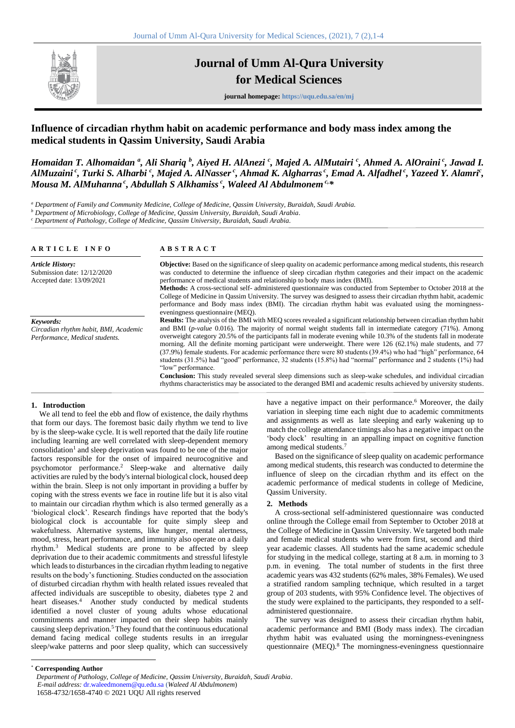# Journal of Umm Al-Qura University for Medical Sciences

**journal homepage:** https://uqu.edu.sa/en/mj

## Influence of circadian rhythm habit on academic performance and body mass index among the medical students in Qassim University, Saudi Arabia

***Homaidan T. Alhomaidan* [a], *Ali Shariq* [b], *Aiyed H. AlAnezi* [c], *Majed A. AlMutairi* [c], *Ahmed A. AlOraini* [c], *Jawad I. AlMuzaini* [c], *Turki S. Alharbi* [c], *Majed A. AlNasser* [c], *Ahmad K. Algharras* [c], *Emad A. Alfadhel* [c], *Yazeed Y. Alamri* [c], *Mousa M. AlMuhanna* [c], *Abdullah S Alkhamiss* [c], *Waleed Al Abdulmonem* [c,*]**

[a] *Department of Family and Community Medicine, College of Medicine, Qassim University, Buraidah, Saudi Arabia.*

[b] *Department of Microbiology, College of Medicine, Qassim University, Buraidah, Saudi Arabia.*

[c] *Department of Pathology, College of Medicine, Qassim University, Buraidah, Saudi Arabia.*

**ARTICLE INFO**

*Article History:*
Submission date: 12/12/2020
Accepted date: 13/09/2021

*Keywords:*
*Circadian rhythm habit, BMI, Academic Performance, Medical students.*

**ABSTRACT**

**Objective:** Based on the significance of sleep quality on academic performance among medical students, this research was conducted to determine the influence of sleep circadian rhythm categories and their impact on the academic performance of medical students and relationship to body mass index (BMI).

**Methods:** A cross-sectional self- administered questionnaire was conducted from September to October 2018 at the College of Medicine in Qassim University. The survey was designed to assess their circadian rhythm habit, academic performance and Body mass index (BMI). The circadian rhythm habit was evaluated using the morningness-eveningness questionnaire (MEQ).

**Results:** The analysis of the BMI with MEQ scores revealed a significant relationship between circadian rhythm habit and BMI (*p-value* 0.016). The majority of normal weight students fall in intermediate category (71%). Among overweight category 20.5% of the participants fall in moderate evening while 10.3% of the students fall in moderate morning. All the definite morning participant were underweight. There were 126 (62.1%) male students, and 77 (37.9%) female students. For academic performance there were 80 students (39.4%) who had "high" performance, 64 students (31.5%) had "good" performance, 32 students (15.8%) had "normal" performance and 2 students (1%) had "low" performance.

**Conclusion:** This study revealed several sleep dimensions such as sleep-wake schedules, and individual circadian rhythms characteristics may be associated to the deranged BMI and academic results achieved by university students.

### 1. Introduction

We all tend to feel the ebb and flow of existence, the daily rhythms that form our days. The foremost basic daily rhythm we tend to live by is the sleep-wake cycle. It is well reported that the daily life routine including learning are well correlated with sleep-dependent memory consolidation[1] and sleep deprivation was found to be one of the major factors responsible for the onset of impaired neurocognitive and psychomotor performance.[2] Sleep-wake and alternative daily activities are ruled by the body's internal biological clock, housed deep within the brain. Sleep is not only important in providing a buffer by coping with the stress events we face in routine life but it is also vital to maintain our circadian rhythm which is also termed generally as a 'biological clock'. Research findings have reported that the body's biological clock is accountable for quite simply sleep and wakefulness. Alternative systems, like hunger, mental alertness, mood, stress, heart performance, and immunity also operate on a daily rhythm.[3] Medical students are prone to be affected by sleep deprivation due to their academic commitments and stressful lifestyle which leads to disturbances in the circadian rhythm leading to negative results on the body's functioning. Studies conducted on the association of disturbed circadian rhythm with health related issues revealed that affected individuals are susceptible to obesity, diabetes type 2 and heart diseases.[4] Another study conducted by medical students identified a novel cluster of young adults whose educational commitments and manner impacted on their sleep habits mainly causing sleep deprivation.[5] They found that the continuous educational demand facing medical college students results in an irregular sleep/wake patterns and poor sleep quality, which can successively have a negative impact on their performance.[6] Moreover, the daily variation in sleeping time each night due to academic commitments and assignments as well as late sleeping and early wakening up to match the college attendance timings also has a negative impact on the 'body clock' resulting in an appalling impact on cognitive function among medical students.[7]

Based on the significance of sleep quality on academic performance among medical students, this research was conducted to determine the influence of sleep on the circadian rhythm and its effect on the academic performance of medical students in college of Medicine, Qassim University.

### 2. Methods

A cross-sectional self-administered questionnaire was conducted online through the College email from September to October 2018 at the College of Medicine in Qassim University. We targeted both male and female medical students who were from first, second and third year academic classes. All students had the same academic schedule for studying in the medical college, starting at 8 a.m. in morning to 3 p.m. in evening. The total number of students in the first three academic years was 432 students (62% males, 38% Females). We used a stratified random sampling technique, which resulted in a target group of 203 students, with 95% Confidence level. The objectives of the study were explained to the participants, they responded to a self-administered questionnaire.

The survey was designed to assess their circadian rhythm habit, academic performance and BMI (Body mass index). The circadian rhythm habit was evaluated using the morningness-eveningness questionnaire (MEQ).[8] The morningness-eveningness questionnaire

---

[*] **Corresponding Author**
*Department of Pathology, College of Medicine, Qassim University, Buraidah, Saudi Arabia.*
*E-mail address:* dr.waleedmonem@qu.edu.sa (*Waleed Al Abdulmonem*)
1658-4732/1658-4740 © 2021 UQU All rights reserved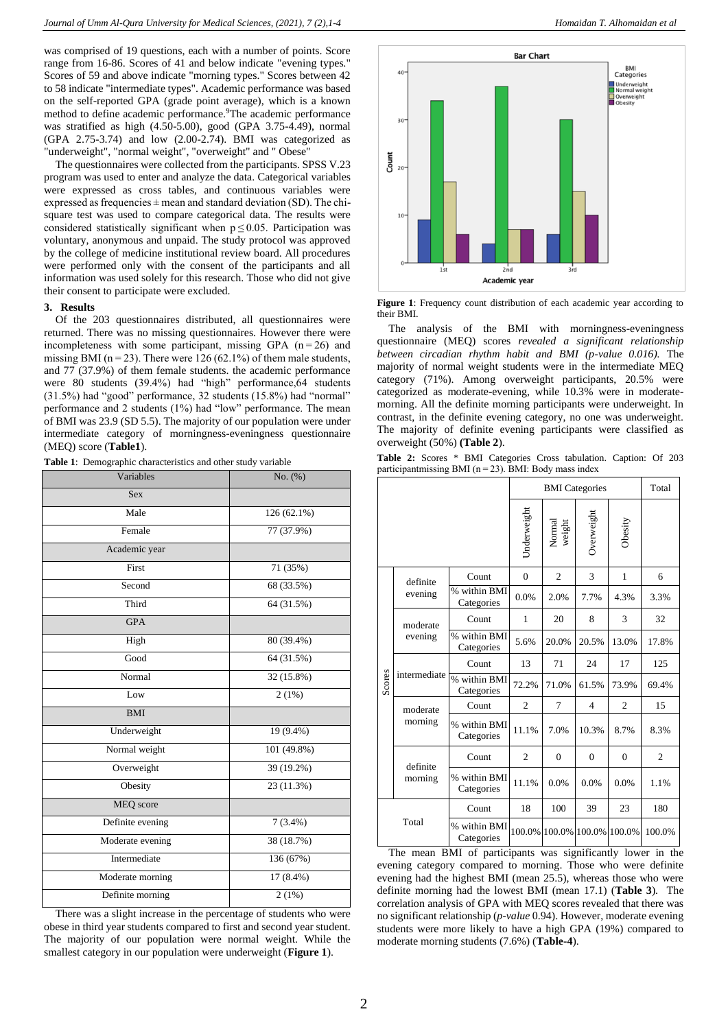was comprised of 19 questions, each with a number of points. Score range from 16-86. Scores of 41 and below indicate "evening types." Scores of 59 and above indicate "morning types." Scores between 42 to 58 indicate "intermediate types". Academic performance was based on the self-reported GPA (grade point average), which is a known method to define academic performance.[9] The academic performance was stratified as high (4.50-5.00), good (GPA 3.75-4.49), normal (GPA 2.75-3.74) and low (2.00-2.74). BMI was categorized as "underweight", "normal weight", "overweight" and " Obese"

The questionnaires were collected from the participants. SPSS V.23 program was used to enter and analyze the data. Categorical variables were expressed as cross tables, and continuous variables were expressed as frequencies ± mean and standard deviation (SD). The chi-square test was used to compare categorical data. The results were considered statistically significant when p ≤ 0.05. Participation was voluntary, anonymous and unpaid. The study protocol was approved by the college of medicine institutional review board. All procedures were performed only with the consent of the participants and all information was used solely for this research. Those who did not give their consent to participate were excluded.

## 3. Results

Of the 203 questionnaires distributed, all questionnaires were returned. There was no missing questionnaires. However there were incompleteness with some participant, missing GPA (n = 26) and missing BMI (n = 23). There were 126 (62.1%) of them male students, and 77 (37.9%) of them female students. the academic performance were 80 students (39.4%) had "high" performance,64 students (31.5%) had "good" performance, 32 students (15.8%) had "normal" performance and 2 students (1%) had "low" performance. The mean of BMI was 23.9 (SD 5.5). The majority of our population were under intermediate category of morningness-eveningness questionnaire (MEQ) score (**Table1**).

**Table 1**: Demographic characteristics and other study variable

| Variables | No. (%) |
|---|---|
| Sex | |
| Male | 126 (62.1%) |
| Female | 77 (37.9%) |
| Academic year | |
| First | 71 (35%) |
| Second | 68 (33.5%) |
| Third | 64 (31.5%) |
| GPA | |
| High | 80 (39.4%) |
| Good | 64 (31.5%) |
| Normal | 32 (15.8%) |
| Low | 2 (1%) |
| BMI | |
| Underweight | 19 (9.4%) |
| Normal weight | 101 (49.8%) |
| Overweight | 39 (19.2%) |
| Obesity | 23 (11.3%) |
| MEQ score | |
| Definite evening | 7 (3.4%) |
| Moderate evening | 38 (18.7%) |
| Intermediate | 136 (67%) |
| Moderate morning | 17 (8.4%) |
| Definite morning | 2 (1%) |

There was a slight increase in the percentage of students who were obese in third year students compared to first and second year student. The majority of our population were normal weight. While the smallest category in our population were underweight (**Figure 1**).

**Figure 1**: Frequency count distribution of each academic year according to their BMI.

The analysis of the BMI with morningness-eveningness questionnaire (MEQ) scores *revealed a significant relationship between circadian rhythm habit and BMI (p-value 0.016).* The majority of normal weight students were in the intermediate MEQ category (71%). Among overweight participants, 20.5% were categorized as moderate-evening, while 10.3% were in moderate-morning. All the definite morning participants were underweight. In contrast, in the definite evening category, no one was underweight. The majority of definite evening participants were classified as overweight (50%) **(Table 2)**.

**Table 2:** Scores * BMI Categories Cross tabulation. Caption: Of 203 participantmissing BMI (n = 23). BMI: Body mass index

| | | | BMI Categories | | | | Total |
|---|---|---|---|---|---|---|---|
| | | | Underweight | Normal weight | Overweight | Obesity | |
| Scores | definite evening | Count | 0 | 2 | 3 | 1 | 6 |
| | | % within BMI Categories | 0.0% | 2.0% | 7.7% | 4.3% | 3.3% |
| | moderate evening | Count | 1 | 20 | 8 | 3 | 32 |
| | | % within BMI Categories | 5.6% | 20.0% | 20.5% | 13.0% | 17.8% |
| | intermediate | Count | 13 | 71 | 24 | 17 | 125 |
| | | % within BMI Categories | 72.2% | 71.0% | 61.5% | 73.9% | 69.4% |
| | moderate morning | Count | 2 | 7 | 4 | 2 | 15 |
| | | % within BMI Categories | 11.1% | 7.0% | 10.3% | 8.7% | 8.3% |
| | definite morning | Count | 2 | 0 | 0 | 0 | 2 |
| | | % within BMI Categories | 11.1% | 0.0% | 0.0% | 0.0% | 1.1% |
| Total | | Count | 18 | 100 | 39 | 23 | 180 |
| | | % within BMI Categories | 100.0% | 100.0% | 100.0% | 100.0% | 100.0% |

The mean BMI of participants was significantly lower in the evening category compared to morning. Those who were definite evening had the highest BMI (mean 25.5), whereas those who were definite morning had the lowest BMI (mean 17.1) (**Table 3**). The correlation analysis of GPA with MEQ scores revealed that there was no significant relationship (*p-value* 0.94). However, moderate evening students were more likely to have a high GPA (19%) compared to moderate morning students (7.6%) (**Table-4**).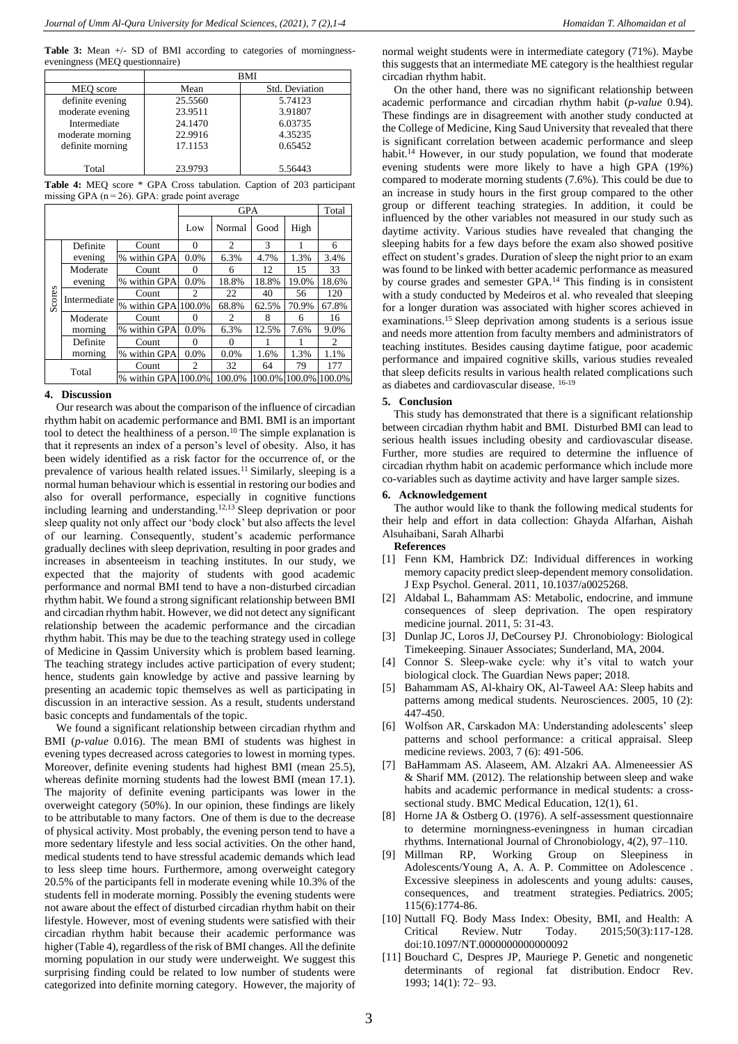**Table 3:** Mean +/- SD of BMI according to categories of morningness-eveningness (MEQ questionnaire)

| | BMI | |
|---|---|---|
| MEQ score | Mean | Std. Deviation |
| definite evening | 25.5560 | 5.74123 |
| moderate evening | 23.9511 | 3.91807 |
| Intermediate | 24.1470 | 6.03735 |
| moderate morning | 22.9916 | 4.35235 |
| definite morning | 17.1153 | 0.65452 |
| Total | 23.9793 | 5.56443 |

**Table 4:** MEQ score * GPA Cross tabulation. Caption of 203 participant missing GPA (n = 26). GPA: grade point average

| | | | GPA | | | | Total |
|---|---|---|---|---|---|---|---|
| | | | Low | Normal | Good | High | |
| Scores | Definite evening | Count | 0 | 2 | 3 | 1 | 6 |
| | | % within GPA | 0.0% | 6.3% | 4.7% | 1.3% | 3.4% |
| | Moderate evening | Count | 0 | 6 | 12 | 15 | 33 |
| | | % within GPA | 0.0% | 18.8% | 18.8% | 19.0% | 18.6% |
| | Intermediate | Count | 2 | 22 | 40 | 56 | 120 |
| | | % within GPA | 100.0% | 68.8% | 62.5% | 70.9% | 67.8% |
| | Moderate morning | Count | 0 | 2 | 8 | 6 | 16 |
| | | % within GPA | 0.0% | 6.3% | 12.5% | 7.6% | 9.0% |
| | Definite morning | Count | 0 | 0 | 1 | 1 | 2 |
| | | % within GPA | 0.0% | 0.0% | 1.6% | 1.3% | 1.1% |
| Total | | Count | 2 | 32 | 64 | 79 | 177 |
| | | % within GPA | 100.0% | 100.0% | 100.0% | 100.0% | 100.0% |

## 4. Discussion

Our research was about the comparison of the influence of circadian rhythm habit on academic performance and BMI. BMI is an important tool to detect the healthiness of a person.[10] The simple explanation is that it represents an index of a person's level of obesity. Also, it has been widely identified as a risk factor for the occurrence of, or the prevalence of various health related issues.[11] Similarly, sleeping is a normal human behaviour which is essential in restoring our bodies and also for overall performance, especially in cognitive functions including learning and understanding.[12,13] Sleep deprivation or poor sleep quality not only affect our 'body clock' but also affects the level of our learning. Consequently, student's academic performance gradually declines with sleep deprivation, resulting in poor grades and increases in absenteeism in teaching institutes. In our study, we expected that the majority of students with good academic performance and normal BMI tend to have a non-disturbed circadian rhythm habit. We found a strong significant relationship between BMI and circadian rhythm habit. However, we did not detect any significant relationship between the academic performance and the circadian rhythm habit. This may be due to the teaching strategy used in college of Medicine in Qassim University which is problem based learning. The teaching strategy includes active participation of every student; hence, students gain knowledge by active and passive learning by presenting an academic topic themselves as well as participating in discussion in an interactive session. As a result, students understand basic concepts and fundamentals of the topic.

We found a significant relationship between circadian rhythm and BMI (*p-value* 0.016). The mean BMI of students was highest in evening types decreased across categories to lowest in morning types. Moreover, definite evening students had highest BMI (mean 25.5), whereas definite morning students had the lowest BMI (mean 17.1). The majority of definite evening participants was lower in the overweight category (50%). In our opinion, these findings are likely to be attributable to many factors. One of them is due to the decrease of physical activity. Most probably, the evening person tend to have a more sedentary lifestyle and less social activities. On the other hand, medical students tend to have stressful academic demands which lead to less sleep time hours. Furthermore, among overweight category 20.5% of the participants fell in moderate evening while 10.3% of the students fell in moderate morning. Possibly the evening students were not aware about the effect of disturbed circadian rhythm habit on their lifestyle. However, most of evening students were satisfied with their circadian rhythm habit because their academic performance was higher (Table 4), regardless of the risk of BMI changes. All the definite morning population in our study were underweight. We suggest this surprising finding could be related to low number of students were categorized into definite morning category. However, the majority of normal weight students were in intermediate category (71%). Maybe this suggests that an intermediate ME category is the healthiest regular circadian rhythm habit.

On the other hand, there was no significant relationship between academic performance and circadian rhythm habit (*p-value* 0.94). These findings are in disagreement with another study conducted at the College of Medicine, King Saud University that revealed that there is significant correlation between academic performance and sleep habit.[14] However, in our study population, we found that moderate evening students were more likely to have a high GPA (19%) compared to moderate morning students (7.6%). This could be due to an increase in study hours in the first group compared to the other group or different teaching strategies. In addition, it could be influenced by the other variables not measured in our study such as daytime activity. Various studies have revealed that changing the sleeping habits for a few days before the exam also showed positive effect on student's grades. Duration of sleep the night prior to an exam was found to be linked with better academic performance as measured by course grades and semester GPA.[14] This finding is in consistent with a study conducted by Medeiros et al. who revealed that sleeping for a longer duration was associated with higher scores achieved in examinations.[15] Sleep deprivation among students is a serious issue and needs more attention from faculty members and administrators of teaching institutes. Besides causing daytime fatigue, poor academic performance and impaired cognitive skills, various studies revealed that sleep deficits results in various health related complications such as diabetes and cardiovascular disease.[16-19]

## 5. Conclusion

This study has demonstrated that there is a significant relationship between circadian rhythm habit and BMI. Disturbed BMI can lead to serious health issues including obesity and cardiovascular disease. Further, more studies are required to determine the influence of circadian rhythm habit on academic performance which include more co-variables such as daytime activity and have larger sample sizes.

## 6. Acknowledgement

The author would like to thank the following medical students for their help and effort in data collection: Ghayda Alfarhan, Aishah Alsuhaibani, Sarah Alharbi

**References**

[1] Fenn KM, Hambrick DZ: Individual differences in working memory capacity predict sleep-dependent memory consolidation. J Exp Psychol. General. 2011, 10.1037/a0025268.

[2] Aldabal L, Bahammam AS: Metabolic, endocrine, and immune consequences of sleep deprivation. The open respiratory medicine journal. 2011, 5: 31-43.

[3] Dunlap JC, Loros JJ, DeCoursey PJ. Chronobiology: Biological Timekeeping. Sinauer Associates; Sunderland, MA, 2004.

[4] Connor S. Sleep-wake cycle: why it's vital to watch your biological clock. The Guardian News paper; 2018.

[5] Bahammam AS, Al-khairy OK, Al-Taweel AA: Sleep habits and patterns among medical students. Neurosciences. 2005, 10 (2): 447-450.

[6] Wolfson AR, Carskadon MA: Understanding adolescents' sleep patterns and school performance: a critical appraisal. Sleep medicine reviews. 2003, 7 (6): 491-506.

[7] BaHammam AS. Alaseem, AM. Alzakri AA. Almeneessier AS & Sharif MM. (2012). The relationship between sleep and wake habits and academic performance in medical students: a cross-sectional study. BMC Medical Education, 12(1), 61.

[8] Horne JA & Ostberg O. (1976). A self-assessment questionnaire to determine morningness-eveningness in human circadian rhythms. International Journal of Chronobiology, 4(2), 97–110.

[9] Millman RP, Working Group on Sleepiness in Adolescents/Young A, A. A. P. Committee on Adolescence . Excessive sleepiness in adolescents and young adults: causes, consequences, and treatment strategies. Pediatrics. 2005; 115(6):1774-86.

[10] Nuttall FQ. Body Mass Index: Obesity, BMI, and Health: A Critical Review. Nutr Today. 2015;50(3):117-128. doi:10.1097/NT.0000000000000092

[11] Bouchard C, Despres JP, Mauriege P. Genetic and nongenetic determinants of regional fat distribution. Endocr Rev. 1993; 14(1): 72– 93.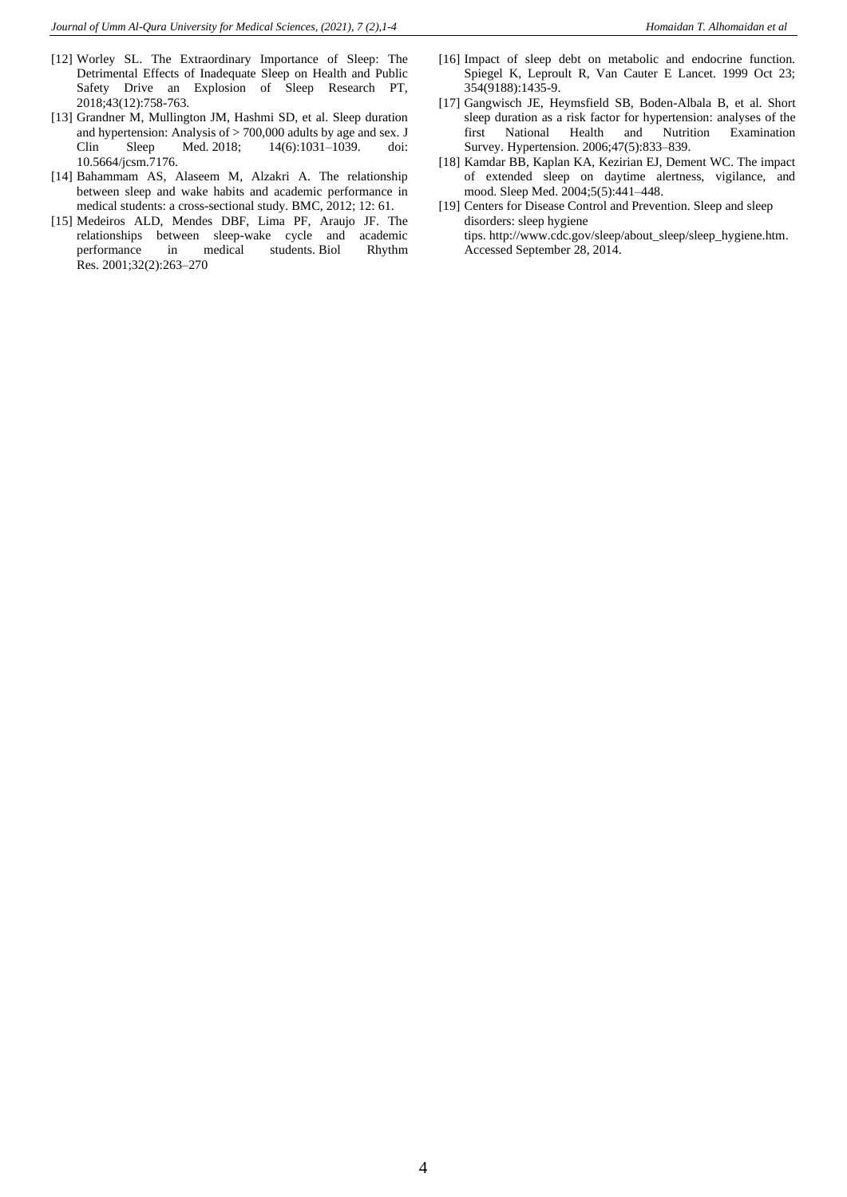[12] Worley SL. The Extraordinary Importance of Sleep: The Detrimental Effects of Inadequate Sleep on Health and Public Safety Drive an Explosion of Sleep Research PT, 2018;43(12):758-763.

[13] Grandner M, Mullington JM, Hashmi SD, et al. Sleep duration and hypertension: Analysis of > 700,000 adults by age and sex. J Clin Sleep Med. 2018; 14(6):1031–1039. doi: 10.5664/jcsm.7176.

[14] Bahammam AS, Alaseem M, Alzakri A. The relationship between sleep and wake habits and academic performance in medical students: a cross-sectional study. BMC, 2012; 12: 61.

[15] Medeiros ALD, Mendes DBF, Lima PF, Araujo JF. The relationships between sleep-wake cycle and academic performance in medical students. Biol Rhythm Res. 2001;32(2):263–270

[16] Impact of sleep debt on metabolic and endocrine function. Spiegel K, Leproult R, Van Cauter E Lancet. 1999 Oct 23; 354(9188):1435-9.

[17] Gangwisch JE, Heymsfield SB, Boden-Albala B, et al. Short sleep duration as a risk factor for hypertension: analyses of the first National Health and Nutrition Examination Survey. Hypertension. 2006;47(5):833–839.

[18] Kamdar BB, Kaplan KA, Kezirian EJ, Dement WC. The impact of extended sleep on daytime alertness, vigilance, and mood. Sleep Med. 2004;5(5):441–448.

[19] Centers for Disease Control and Prevention. Sleep and sleep disorders: sleep hygiene tips. http://www.cdc.gov/sleep/about_sleep/sleep_hygiene.htm. Accessed September 28, 2014.